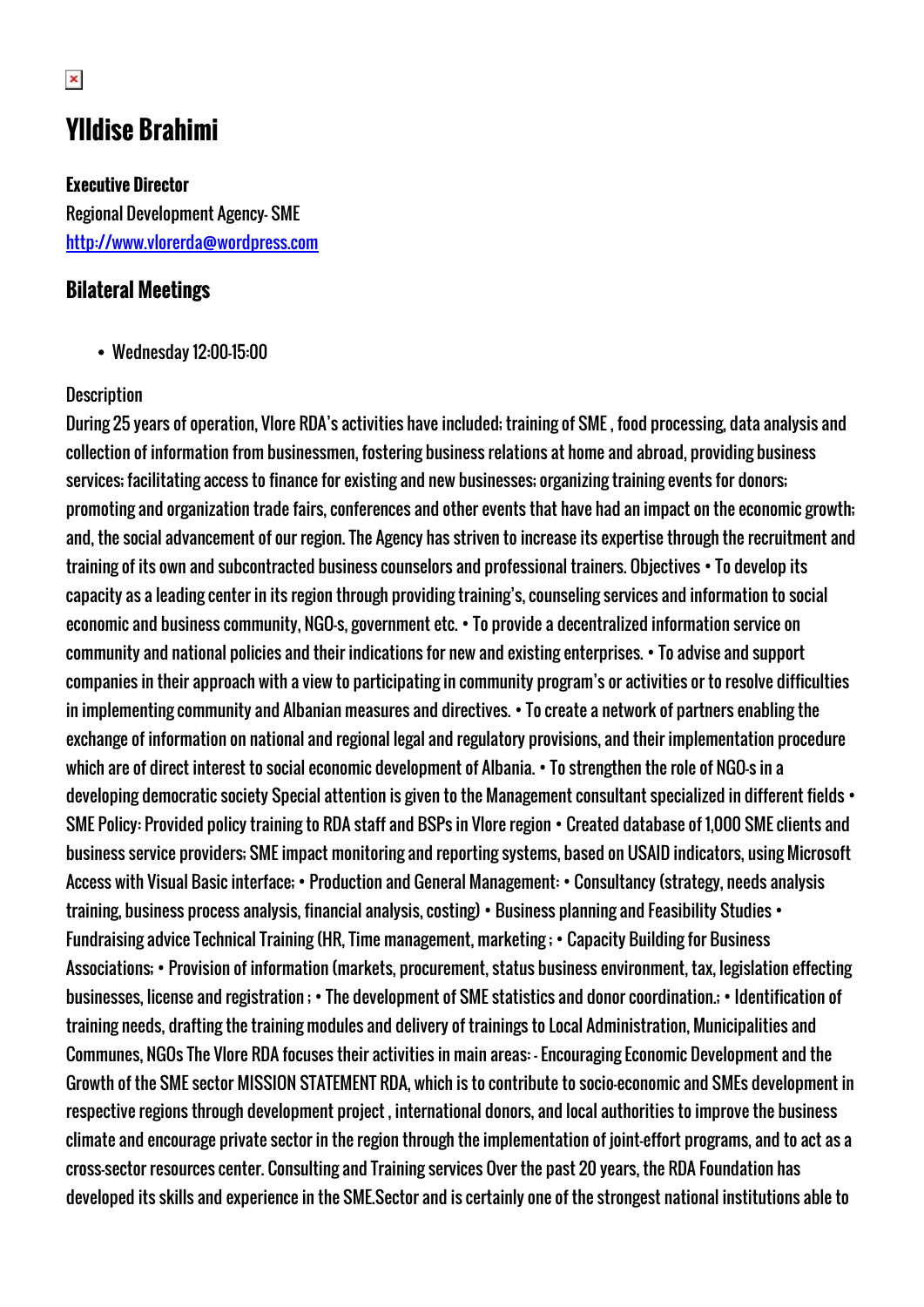# Ylldise Brahimi

**Executive Director**
Regional Development Agency- SME
[http://www.vlorerda@wordpress.com](http://www.vlorerda@wordpress.com)

## Bilateral Meetings

- Wednesday 12:00-15:00

Description

During 25 years of operation, Vlore RDA's activities have included: training of SME , food processing, data analysis and collection of information from businessmen, fostering business relations at home and abroad, providing business services; facilitating access to finance for existing and new businesses; organizing training events for donors; promoting and organization trade fairs, conferences and other events that have had an impact on the economic growth; and, the social advancement of our region. The Agency has striven to increase its expertise through the recruitment and training of its own and subcontracted business counselors and professional trainers. Objectives • To develop its capacity as a leading center in its region through providing training's, counseling services and information to social economic and business community, NGO-s, government etc. • To provide a decentralized information service on community and national policies and their indications for new and existing enterprises. • To advise and support companies in their approach with a view to participating in community program's or activities or to resolve difficulties in implementing community and Albanian measures and directives. • To create a network of partners enabling the exchange of information on national and regional legal and regulatory provisions, and their implementation procedure which are of direct interest to social economic development of Albania. • To strengthen the role of NGO-s in a developing democratic society Special attention is given to the Management consultant specialized in different fields • SME Policy: Provided policy training to RDA staff and BSPs in Vlore region • Created database of 1,000 SME clients and business service providers; SME impact monitoring and reporting systems, based on USAID indicators, using Microsoft Access with Visual Basic interface; • Production and General Management: • Consultancy (strategy, needs analysis training, business process analysis, financial analysis, costing) • Business planning and Feasibility Studies • Fundraising advice Technical Training (HR, Time management, marketing ; • Capacity Building for Business Associations; • Provision of information (markets, procurement, status business environment, tax, legislation effecting businesses, license and registration ; • The development of SME statistics and donor coordination.; • Identification of training needs, drafting the training modules and delivery of trainings to Local Administration, Municipalities and Communes, NGOs The Vlore RDA focuses their activities in main areas: - Encouraging Economic Development and the Growth of the SME sector MISSION STATEMENT RDA, which is to contribute to socio-economic and SMEs development in respective regions through development project , international donors, and local authorities to improve the business climate and encourage private sector in the region through the implementation of joint-effort programs, and to act as a cross-sector resources center. Consulting and Training services Over the past 20 years, the RDA Foundation has developed its skills and experience in the SME.Sector and is certainly one of the strongest national institutions able to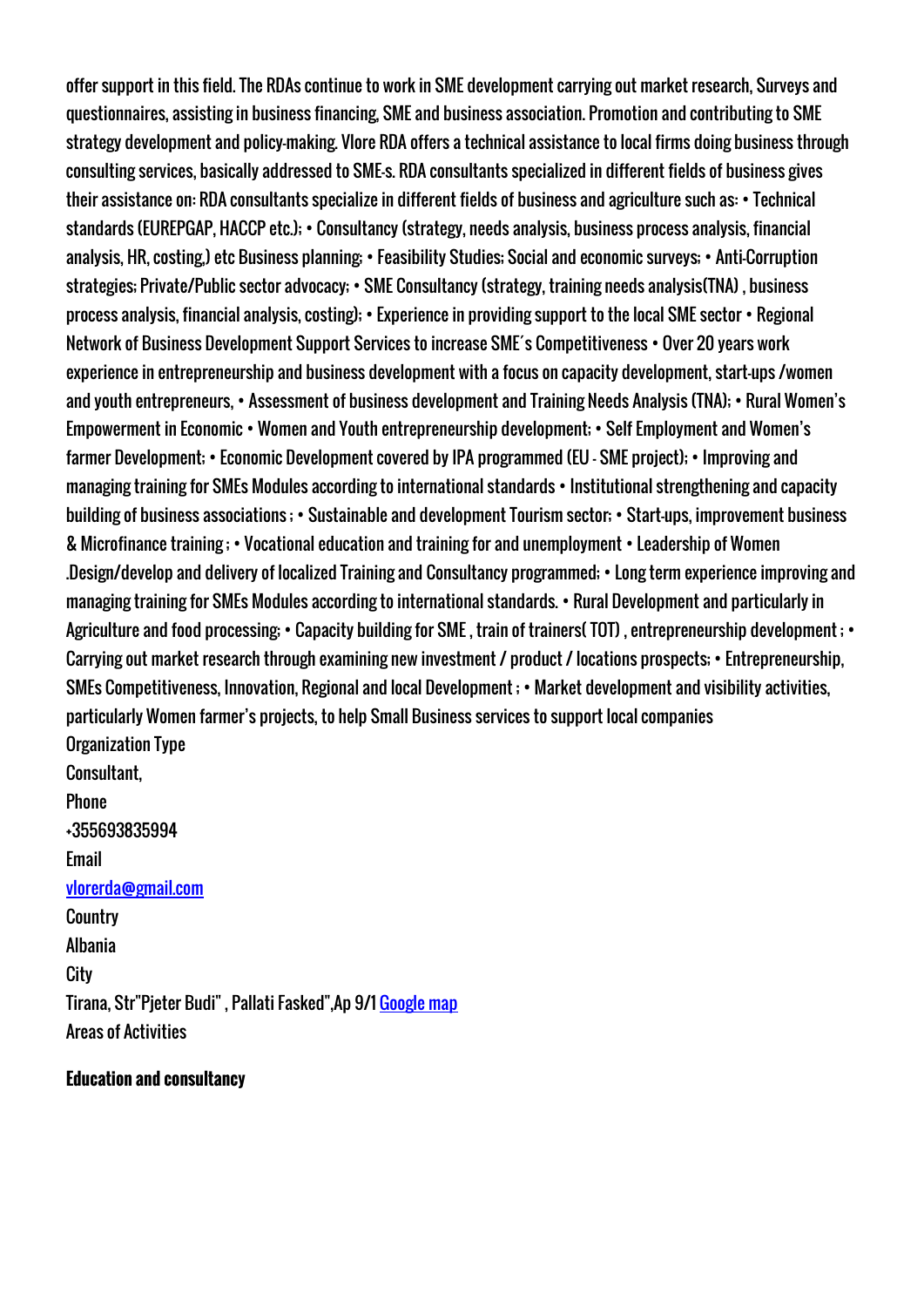offer support in this field. The RDAs continue to work in SME development carrying out market research, Surveys and questionnaires, assisting in business financing, SME and business association. Promotion and contributing to SME strategy development and policy-making. Vlore RDA offers a technical assistance to local firms doing business through consulting services, basically addressed to SME-s. RDA consultants specialized in different fields of business gives their assistance on: RDA consultants specialize in different fields of business and agriculture such as: • Technical standards (EUREPGAP, HACCP etc.); • Consultancy (strategy, needs analysis, business process analysis, financial analysis, HR, costing,) etc Business planning; • Feasibility Studies; Social and economic surveys; • Anti-Corruption strategies; Private/Public sector advocacy; • SME Consultancy (strategy, training needs analysis(TNA) , business process analysis, financial analysis, costing); • Experience in providing support to the local SME sector • Regional Network of Business Development Support Services to increase SME´s Competitiveness • Over 20 years work experience in entrepreneurship and business development with a focus on capacity development, start-ups /women and youth entrepreneurs, • Assessment of business development and Training Needs Analysis (TNA); • Rural Women's Empowerment in Economic • Women and Youth entrepreneurship development; • Self Employment and Women's farmer Development; • Economic Development covered by IPA programmed (EU - SME project); • Improving and managing training for SMEs Modules according to international standards • Institutional strengthening and capacity building of business associations ; • Sustainable and development Tourism sector; • Start-ups, improvement business & Microfinance training ; • Vocational education and training for and unemployment • Leadership of Women .Design/develop and delivery of localized Training and Consultancy programmed; • Long term experience improving and managing training for SMEs Modules according to international standards. • Rural Development and particularly in Agriculture and food processing; • Capacity building for SME , train of trainers( TOT) , entrepreneurship development ; • Carrying out market research through examining new investment / product / locations prospects; • Entrepreneurship, SMEs Competitiveness, Innovation, Regional and local Development ; • Market development and visibility activities, particularly Women farmer's projects, to help Small Business services to support local companies

Organization Type

Consultant,

Phone

+355693835994

Email

vlorerda@gmail.com

Country

Albania

City

Tirana, Str"Pjeter Budi" , Pallati Fasked",Ap 9/1 Google map

Areas of Activities

**Education and consultancy**